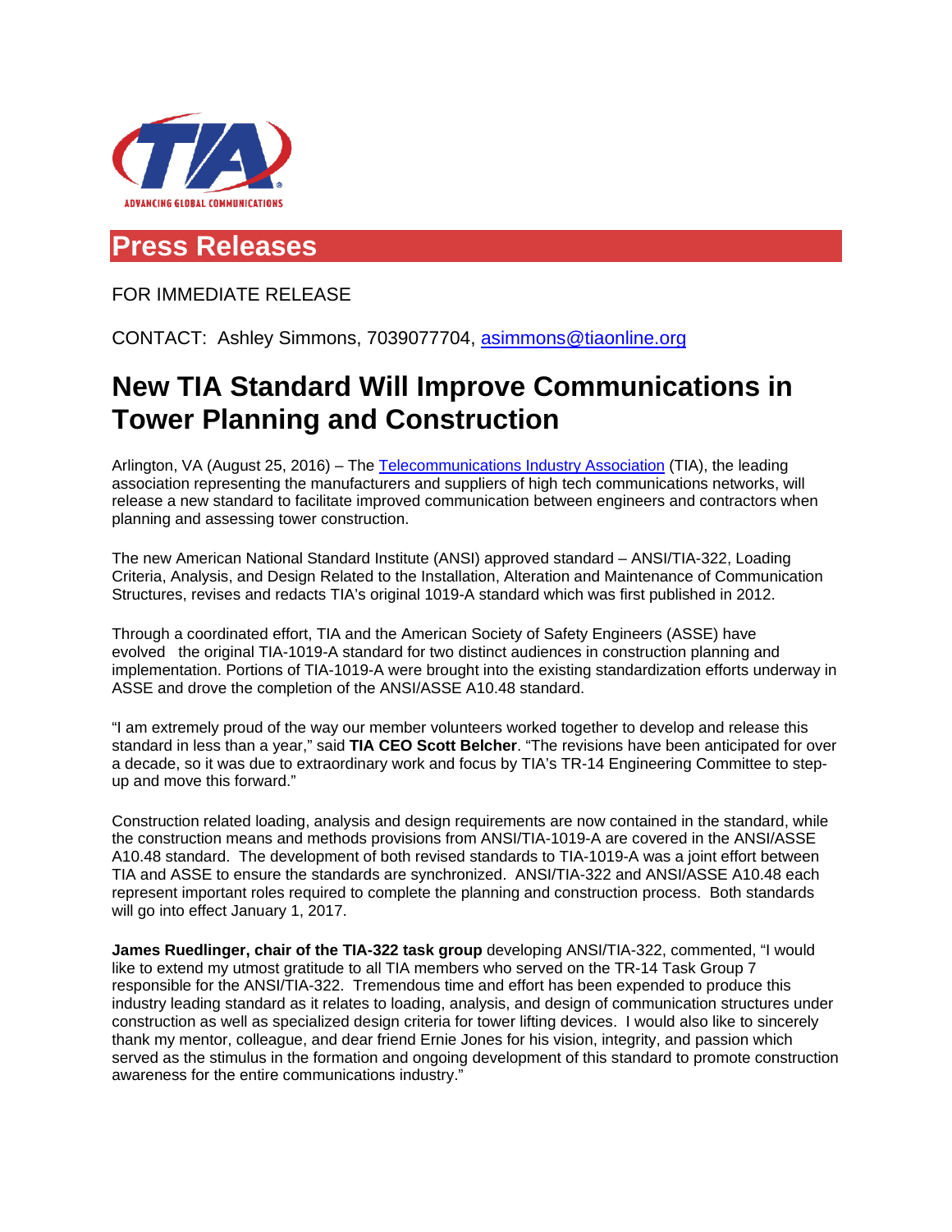ADVANCING GLOBAL COMMUNICATIONS

## Press Releases

FOR IMMEDIATE RELEASE

CONTACT: Ashley Simmons, 7039077704, asimmons@tiaonline.org

# New TIA Standard Will Improve Communications in Tower Planning and Construction

Arlington, VA (August 25, 2016) – The Telecommunications Industry Association (TIA), the leading association representing the manufacturers and suppliers of high tech communications networks, will release a new standard to facilitate improved communication between engineers and contractors when planning and assessing tower construction.

The new American National Standard Institute (ANSI) approved standard – ANSI/TIA-322, Loading Criteria, Analysis, and Design Related to the Installation, Alteration and Maintenance of Communication Structures, revises and redacts TIA's original 1019-A standard which was first published in 2012.

Through a coordinated effort, TIA and the American Society of Safety Engineers (ASSE) have evolved the original TIA-1019-A standard for two distinct audiences in construction planning and implementation. Portions of TIA-1019-A were brought into the existing standardization efforts underway in ASSE and drove the completion of the ANSI/ASSE A10.48 standard.

"I am extremely proud of the way our member volunteers worked together to develop and release this standard in less than a year," said **TIA CEO Scott Belcher**. "The revisions have been anticipated for over a decade, so it was due to extraordinary work and focus by TIA's TR-14 Engineering Committee to step-up and move this forward."

Construction related loading, analysis and design requirements are now contained in the standard, while the construction means and methods provisions from ANSI/TIA-1019-A are covered in the ANSI/ASSE A10.48 standard. The development of both revised standards to TIA-1019-A was a joint effort between TIA and ASSE to ensure the standards are synchronized. ANSI/TIA-322 and ANSI/ASSE A10.48 each represent important roles required to complete the planning and construction process. Both standards will go into effect January 1, 2017.

**James Ruedlinger, chair of the TIA-322 task group** developing ANSI/TIA-322, commented, "I would like to extend my utmost gratitude to all TIA members who served on the TR-14 Task Group 7 responsible for the ANSI/TIA-322. Tremendous time and effort has been expended to produce this industry leading standard as it relates to loading, analysis, and design of communication structures under construction as well as specialized design criteria for tower lifting devices. I would also like to sincerely thank my mentor, colleague, and dear friend Ernie Jones for his vision, integrity, and passion which served as the stimulus in the formation and ongoing development of this standard to promote construction awareness for the entire communications industry."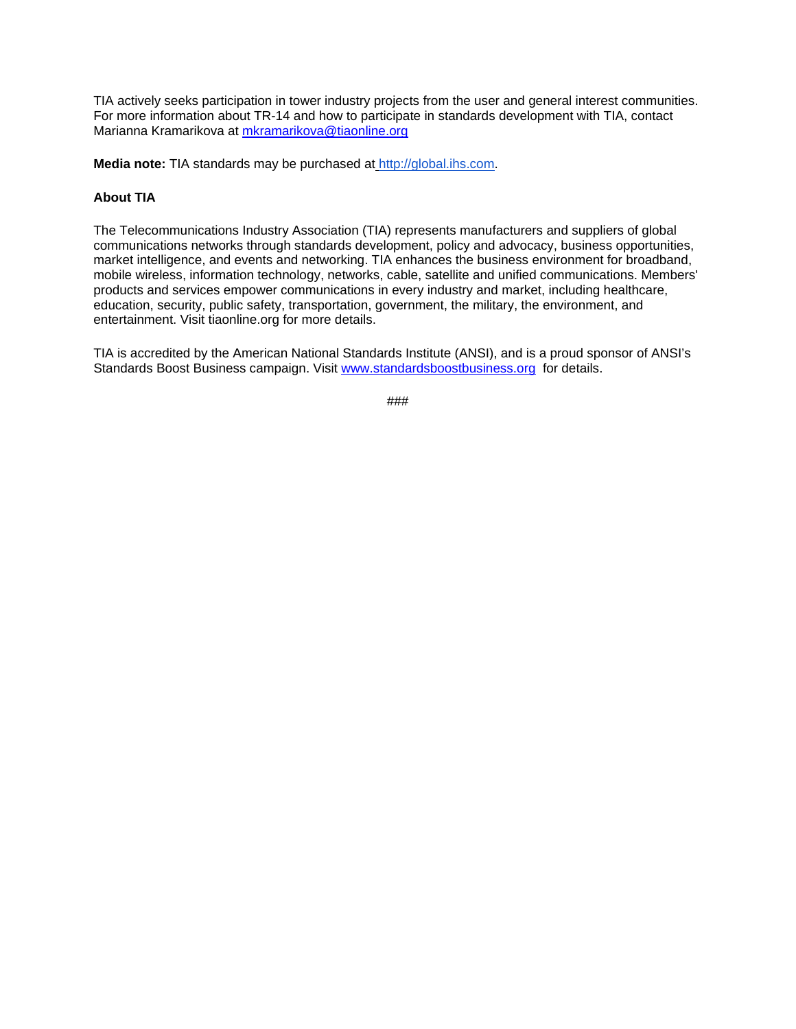TIA actively seeks participation in tower industry projects from the user and general interest communities. For more information about TR-14 and how to participate in standards development with TIA, contact Marianna Kramarikova at mkramarikova@tiaonline.org

**Media note:** TIA standards may be purchased at http://global.ihs.com.

**About TIA**

The Telecommunications Industry Association (TIA) represents manufacturers and suppliers of global communications networks through standards development, policy and advocacy, business opportunities, market intelligence, and events and networking. TIA enhances the business environment for broadband, mobile wireless, information technology, networks, cable, satellite and unified communications. Members' products and services empower communications in every industry and market, including healthcare, education, security, public safety, transportation, government, the military, the environment, and entertainment. Visit tiaonline.org for more details.

TIA is accredited by the American National Standards Institute (ANSI), and is a proud sponsor of ANSI's Standards Boost Business campaign. Visit www.standardsboostbusiness.org for details.

###